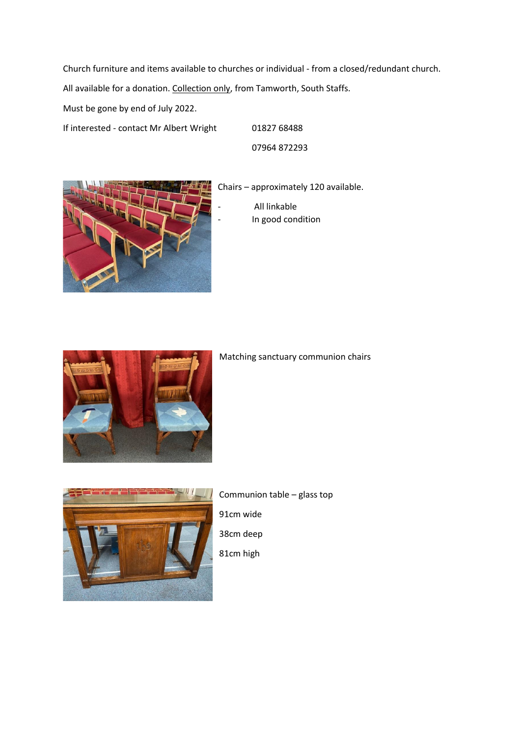Church furniture and items available to churches or individual - from a closed/redundant church.

All available for a donation. <u>Collection only</u>, from Tamworth, South Staffs.

Must be gone by end of July 2022.

If interested - contact Mr Albert Wright    01827 68488

07964 872293

Chairs – approximately 120 available.

- All linkable
- In good condition

Matching sanctuary communion chairs

Communion table – glass top

91cm wide

38cm deep

81cm high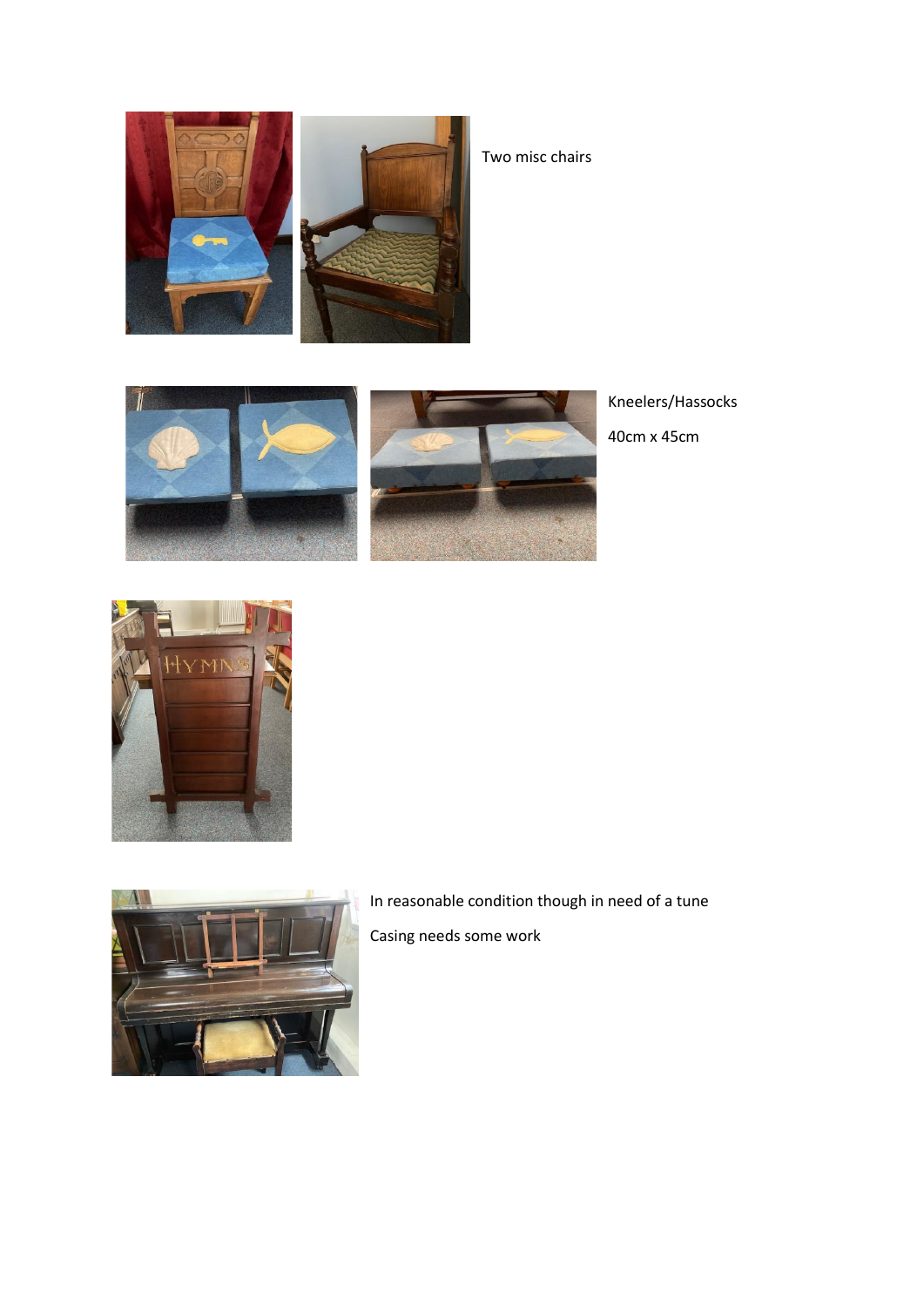Two misc chairs

Kneelers/Hassocks

40cm x 45cm

In reasonable condition though in need of a tune

Casing needs some work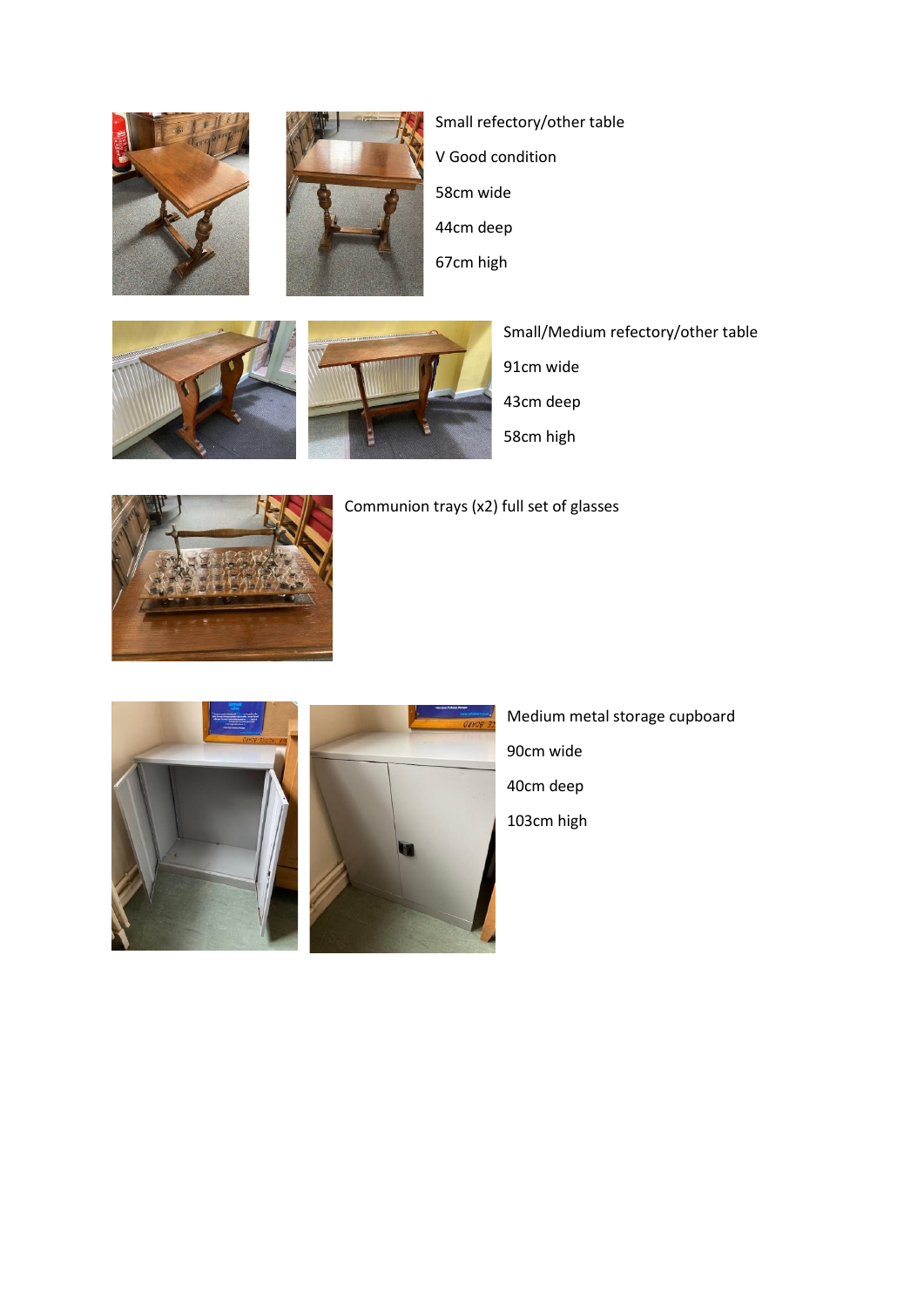Small refectory/other table

V Good condition

58cm wide

44cm deep

67cm high

Small/Medium refectory/other table

91cm wide

43cm deep

58cm high

Communion trays (x2) full set of glasses

Medium metal storage cupboard

90cm wide

40cm deep

103cm high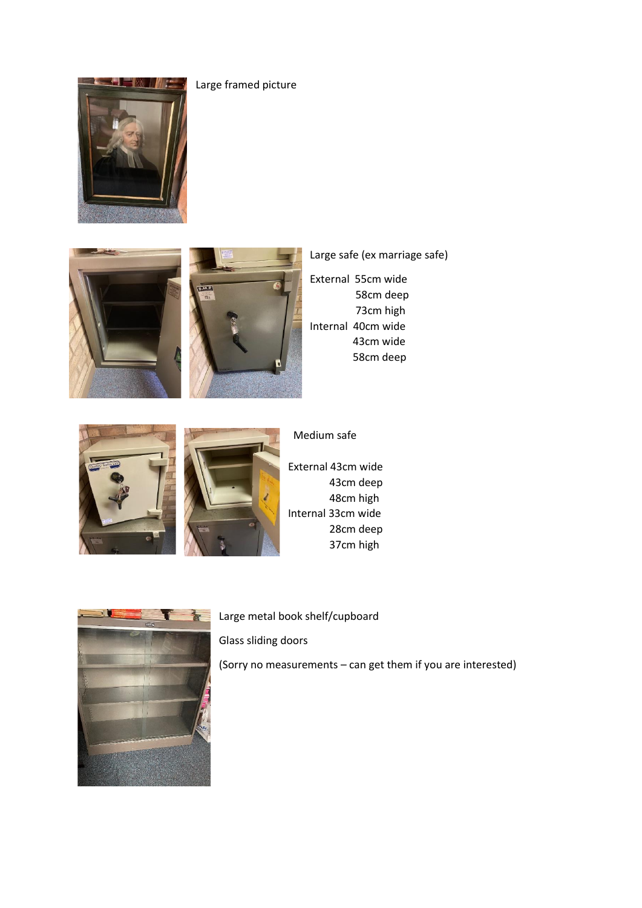Large framed picture

Large safe (ex marriage safe)

External 55cm wide
58cm deep
73cm high
Internal 40cm wide
43cm wide
58cm deep

Medium safe

External 43cm wide
43cm deep
48cm high
Internal 33cm wide
28cm deep
37cm high

Large metal book shelf/cupboard

Glass sliding doors

(Sorry no measurements – can get them if you are interested)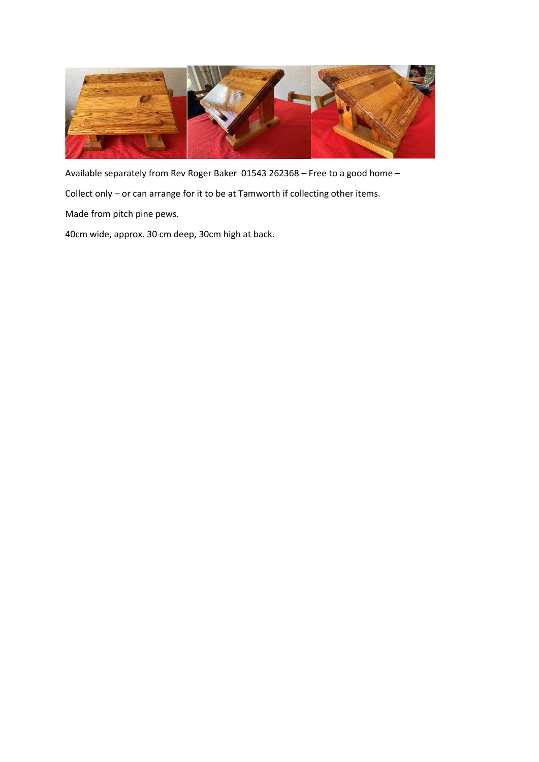Available separately from Rev Roger Baker 01543 262368 – Free to a good home –

Collect only – or can arrange for it to be at Tamworth if collecting other items.

Made from pitch pine pews.

40cm wide, approx. 30 cm deep, 30cm high at back.